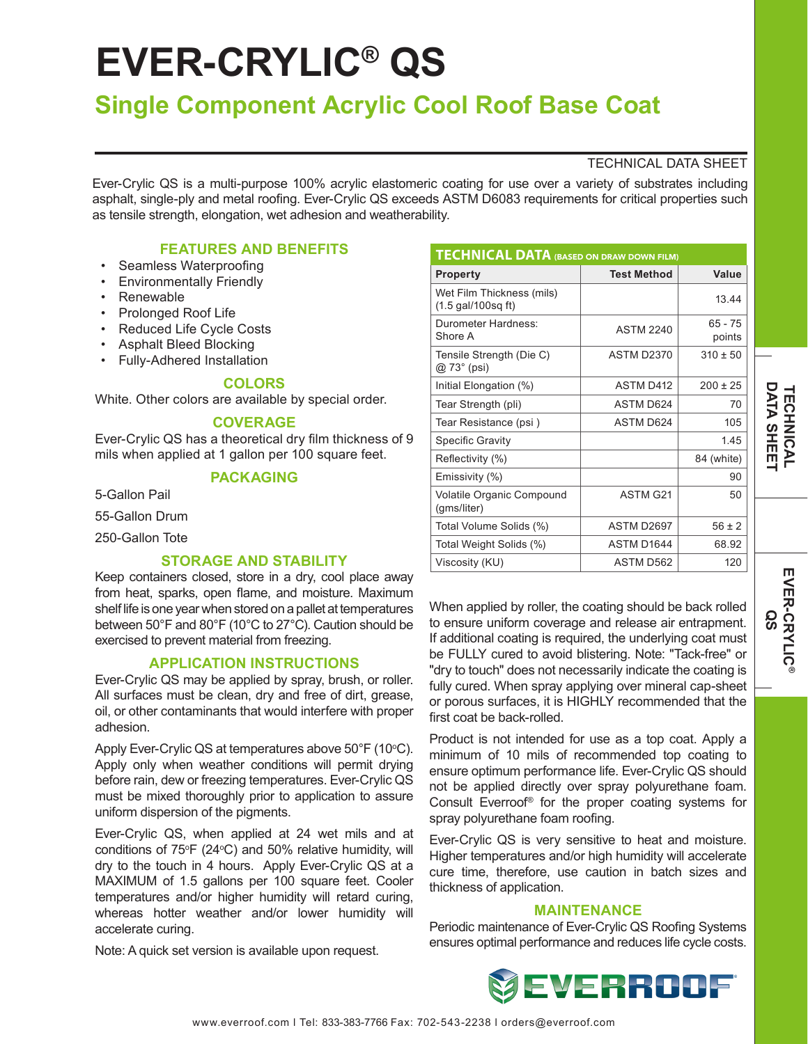# EVER-CRYLIC® QS

## Single Component Acrylic Cool Roof Base Coat

TECHNICAL DATA SHEET

Ever-Crylic QS is a multi-purpose 100% acrylic elastomeric coating for use over a variety of substrates including asphalt, single-ply and metal roofing. Ever-Crylic QS exceeds ASTM D6083 requirements for critical properties such as tensile strength, elongation, wet adhesion and weatherability.

### FEATURES AND BENEFITS

- Seamless Waterproofing
- Environmentally Friendly
- Renewable
- Prolonged Roof Life
- Reduced Life Cycle Costs
- Asphalt Bleed Blocking
- Fully-Adhered Installation

### COLORS

White. Other colors are available by special order.

### COVERAGE

Ever-Crylic QS has a theoretical dry film thickness of 9 mils when applied at 1 gallon per 100 square feet.

### PACKAGING

5-Gallon Pail

55-Gallon Drum

250-Gallon Tote

### STORAGE AND STABILITY

Keep containers closed, store in a dry, cool place away from heat, sparks, open flame, and moisture. Maximum shelf life is one year when stored on a pallet at temperatures between 50°F and 80°F (10°C to 27°C). Caution should be exercised to prevent material from freezing.

### APPLICATION INSTRUCTIONS

Ever-Crylic QS may be applied by spray, brush, or roller. All surfaces must be clean, dry and free of dirt, grease, oil, or other contaminants that would interfere with proper adhesion.

Apply Ever-Crylic QS at temperatures above 50°F (10°C). Apply only when weather conditions will permit drying before rain, dew or freezing temperatures. Ever-Crylic QS must be mixed thoroughly prior to application to assure uniform dispersion of the pigments.

Ever-Crylic QS, when applied at 24 wet mils and at conditions of 75°F (24°C) and 50% relative humidity, will dry to the touch in 4 hours. Apply Ever-Crylic QS at a MAXIMUM of 1.5 gallons per 100 square feet. Cooler temperatures and/or higher humidity will retard curing, whereas hotter weather and/or lower humidity will accelerate curing.

Note: A quick set version is available upon request.

### TECHNICAL DATA (BASED ON DRAW DOWN FILM)

| Property | Test Method | Value |
|---|---|---|
| Wet Film Thickness (mils) (1.5 gal/100sq ft) | | 13.44 |
| Durometer Hardness: Shore A | ASTM 2240 | 65 - 75 points |
| Tensile Strength (Die C) @ 73° (psi) | ASTM D2370 | 310 ± 50 |
| Initial Elongation (%) | ASTM D412 | 200 ± 25 |
| Tear Strength (pli) | ASTM D624 | 70 |
| Tear Resistance (psi ) | ASTM D624 | 105 |
| Specific Gravity | | 1.45 |
| Reflectivity (%) | | 84 (white) |
| Emissivity (%) | | 90 |
| Volatile Organic Compound (gms/liter) | ASTM G21 | 50 |
| Total Volume Solids (%) | ASTM D2697 | 56 ± 2 |
| Total Weight Solids (%) | ASTM D1644 | 68.92 |
| Viscosity (KU) | ASTM D562 | 120 |

When applied by roller, the coating should be back rolled to ensure uniform coverage and release air entrapment. If additional coating is required, the underlying coat must be FULLY cured to avoid blistering. Note: "Tack-free" or "dry to touch" does not necessarily indicate the coating is fully cured. When spray applying over mineral cap-sheet or porous surfaces, it is HIGHLY recommended that the first coat be back-rolled.

Product is not intended for use as a top coat. Apply a minimum of 10 mils of recommended top coating to ensure optimum performance life. Ever-Crylic QS should not be applied directly over spray polyurethane foam. Consult Everroof® for the proper coating systems for spray polyurethane foam roofing.

Ever-Crylic QS is very sensitive to heat and moisture. Higher temperatures and/or high humidity will accelerate cure time, therefore, use caution in batch sizes and thickness of application.

### MAINTENANCE

Periodic maintenance of Ever-Crylic QS Roofing Systems ensures optimal performance and reduces life cycle costs.

EVERROOF

www.everroof.com I Tel: 833-383-7766 Fax: 702-543-2238 I orders@everroof.com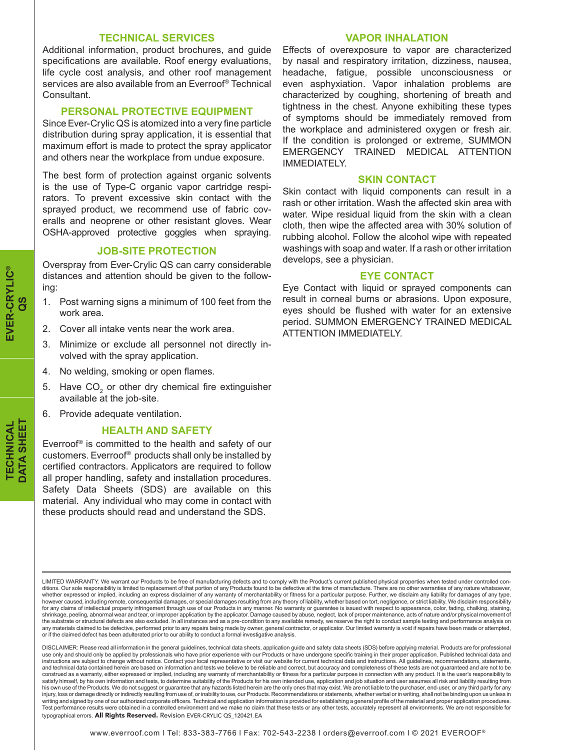## TECHNICAL SERVICES

Additional information, product brochures, and guide specifications are available. Roof energy evaluations, life cycle cost analysis, and other roof management services are also available from an Everroof® Technical Consultant.

## PERSONAL PROTECTIVE EQUIPMENT

Since Ever-Crylic QS is atomized into a very fine particle distribution during spray application, it is essential that maximum effort is made to protect the spray applicator and others near the workplace from undue exposure.

The best form of protection against organic solvents is the use of Type-C organic vapor cartridge respirators. To prevent excessive skin contact with the sprayed product, we recommend use of fabric coveralls and neoprene or other resistant gloves. Wear OSHA-approved protective goggles when spraying.

## JOB-SITE PROTECTION

Overspray from Ever-Crylic QS can carry considerable distances and attention should be given to the following:

1. Post warning signs a minimum of 100 feet from the work area.
2. Cover all intake vents near the work area.
3. Minimize or exclude all personnel not directly involved with the spray application.
4. No welding, smoking or open flames.
5. Have $CO_2$ or other dry chemical fire extinguisher available at the job-site.
6. Provide adequate ventilation.

## HEALTH AND SAFETY

Everroof® is committed to the health and safety of our customers. Everroof® products shall only be installed by certified contractors. Applicators are required to follow all proper handling, safety and installation procedures. Safety Data Sheets (SDS) are available on this material. Any individual who may come in contact with these products should read and understand the SDS.

## VAPOR INHALATION

Effects of overexposure to vapor are characterized by nasal and respiratory irritation, dizziness, nausea, headache, fatigue, possible unconsciousness or even asphyxiation. Vapor inhalation problems are characterized by coughing, shortening of breath and tightness in the chest. Anyone exhibiting these types of symptoms should be immediately removed from the workplace and administered oxygen or fresh air. If the condition is prolonged or extreme, SUMMON EMERGENCY TRAINED MEDICAL ATTENTION IMMEDIATELY.

## SKIN CONTACT

Skin contact with liquid components can result in a rash or other irritation. Wash the affected skin area with water. Wipe residual liquid from the skin with a clean cloth, then wipe the affected area with 30% solution of rubbing alcohol. Follow the alcohol wipe with repeated washings with soap and water. If a rash or other irritation develops, see a physician.

## EYE CONTACT

Eye Contact with liquid or sprayed components can result in corneal burns or abrasions. Upon exposure, eyes should be flushed with water for an extensive period. SUMMON EMERGENCY TRAINED MEDICAL ATTENTION IMMEDIATELY.

---

LIMITED WARRANTY. We warrant our Products to be free of manufacturing defects and to comply with the Product's current published physical properties when tested under controlled conditions. Our sole responsibility is limited to replacement of that portion of any Products found to be defective at the time of manufacture. There are no other warranties of any nature whatsoever, whether expressed or implied, including an express disclaimer of any warranty of merchantability or fitness for a particular purpose. Further, we disclaim any liability for damages of any type, however caused, including remote, consequential damages, or special damages resulting from any theory of liability, whether based on tort, negligence, or strict liability. We disclaim responsibility for any claims of intellectual property infringement through use of our Products in any manner. No warranty or guarantee is issued with respect to appearance, color, fading, chalking, staining, shrinkage, peeling, abnormal wear and tear, or improper application by the applicator. Damage caused by abuse, neglect, lack of proper maintenance, acts of nature and/or physical movement of the substrate or structural defects are also excluded. In all instances and as a pre-condition to any available remedy, we reserve the right to conduct sample testing and performance analysis on any materials claimed to be defective, performed prior to any repairs being made by owner, general contractor, or applicator. Our limited warranty is void if repairs have been made or attempted, or if the claimed defect has been adulterated prior to our ability to conduct a formal investigative analysis.

DISCLAIMER: Please read all information in the general guidelines, technical data sheets, application guide and safety data sheets (SDS) before applying material. Products are for professional use only and should only be applied by professionals who have prior experience with our Products or have undergone specific training in their proper application. Published technical data and instructions are subject to change without notice. Contact your local representative or visit our website for current technical data and instructions. All guidelines, recommendations, statements, and technical data contained herein are based on information and tests we believe to be reliable and correct, but accuracy and completeness of these tests are not guaranteed and are not to be construed as a warranty, either expressed or implied, including any warranty of merchantability or fitness for a particular purpose in connection with any product. It is the user's responsibility to satisfy himself, by his own information and tests, to determine suitability of the Products for his own intended use, application and job situation and user assumes all risk and liability resulting from his own use of the Products. We do not suggest or guarantee that any hazards listed herein are the only ones that may exist. We are not liable to the purchaser, end-user, or any third party for any injury, loss or damage directly or indirectly resulting from use of, or inability to use, our Products. Recommendations or statements, whether verbal or in writing, shall not be binding upon us unless in writing and signed by one of our authorized corporate officers. Technical and application information is provided for establishing a general profile of the material and proper application procedures. Test performance results were obtained in a controlled environment and we make no claim that these tests or any other tests, accurately represent all environments. We are not responsible for typographical errors. **All Rights Reserved.** Revision EVER-CRYLIC QS_120421.EA

www.everroof.com I Tel: 833-383-7766 I Fax: 702-543-2238 I orders@everroof.com I © 2021 EVEROOF®